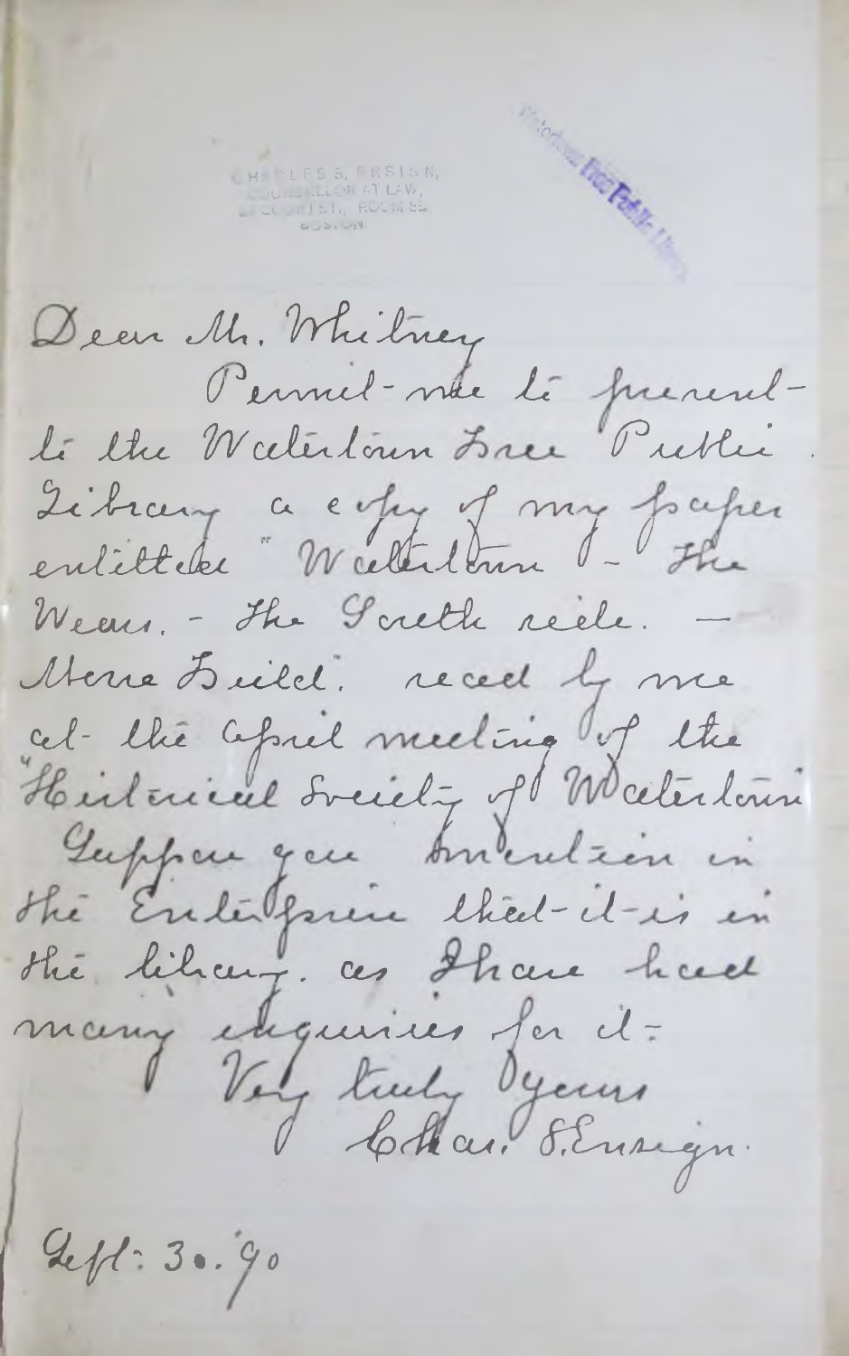CHARLES S. ENSIGN,
COUNSELLOR AT LAW,
27 COURT ST., ROOM 55
BOSTON.

Watertown Free Public Library

Dear Mr. Whitney

Permit me to present to the Watertown Free Public Library a copy of my paper entitled "Watertown. - The Weirs. - The Sixth side. - Mere Field." read by me at the April meeting of the "Historical Society of Watertown." Suppose you mention in the Enterprise that it is in the library. as I have had many enquiries for it.

Very truly yours
Chas. S. Ensign.

Sept: 30. '90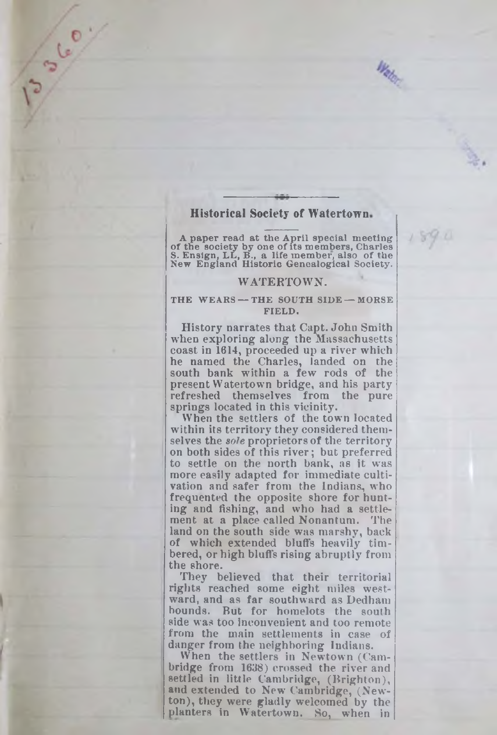## Historical Society of Watertown.

A paper read at the April special meeting of the society by one of its members, Charles S. Ensign, LL, B., a life member, also of the New England Historic Genealogical Society.

### WATERTOWN.

#### THE WEARS — THE SOUTH SIDE — MORSE FIELD.

History narrates that Capt. John Smith when exploring along the Massachusetts coast in 1614, proceeded up a river which he named the Charles, landed on the south bank within a few rods of the present Watertown bridge, and his party refreshed themselves from the pure springs located in this vicinity.

When the settlers of the town located within its territory they considered themselves the *sole* proprietors of the territory on both sides of this river; but preferred to settle on the north bank, as it was more easily adapted for immediate cultivation and safer from the Indians, who frequented the opposite shore for hunting and fishing, and who had a settlement at a place called Nonantum. The land on the south side was marshy, back of which extended bluffs heavily timbered, or high bluffs rising abruptly from the shore.

They believed that their territorial rights reached some eight miles westward, and as far southward as Dedham bounds. But for homelots the south side was too inconvenient and too remote from the main settlements in case of danger from the neighboring Indians.

When the settlers in Newtown (Cambridge from 1638) crossed the river and settled in little Cambridge, (Brighton), and extended to New Cambridge, (Newton), they were gladly welcomed by the planters in Watertown. So, when in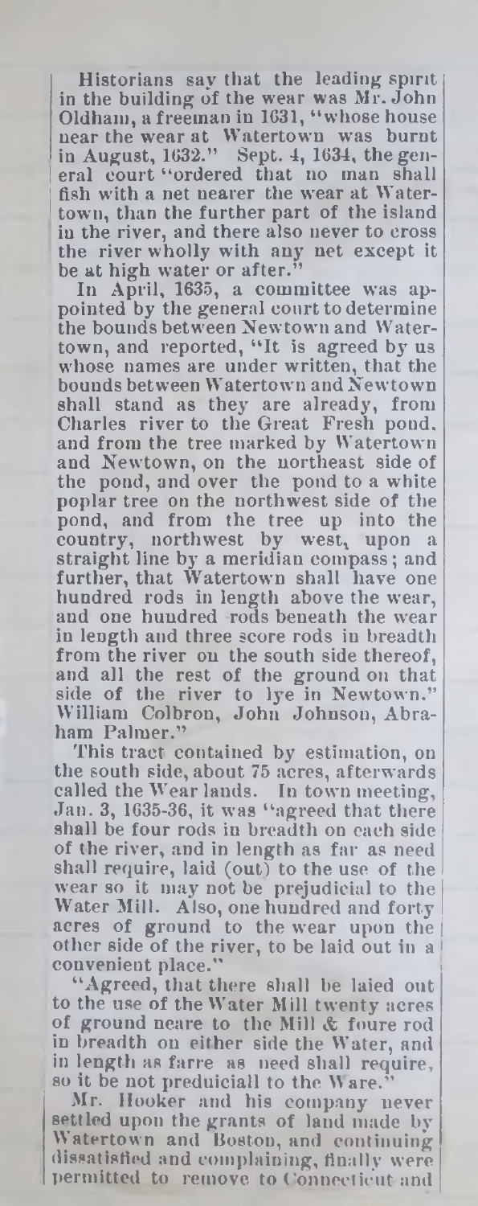Historians say that the leading spirit in the building of the wear was Mr. John Oldham, a freeman in 1631, "whose house near the wear at Watertown was burnt in August, 1632." Sept. 4, 1634, the general court "ordered that no man shall fish with a net nearer the wear at Watertown, than the further part of the island in the river, and there also never to cross the river wholly with any net except it be at high water or after."

In April, 1635, a committee was appointed by the general court to determine the bounds between Newtown and Watertown, and reported, "It is agreed by us whose names are under written, that the bounds between Watertown and Newtown shall stand as they are already, from Charles river to the Great Fresh pond, and from the tree marked by Watertown and Newtown, on the northeast side of the pond, and over the pond to a white poplar tree on the northwest side of the pond, and from the tree up into the country, northwest by west, upon a straight line by a meridian compass; and further, that Watertown shall have one hundred rods in length above the wear, and one hundred rods beneath the wear in length and three score rods in breadth from the river on the south side thereof, and all the rest of the ground on that side of the river to lye in Newtown." William Colbron, John Johnson, Abraham Palmer."

This tract contained by estimation, on the south side, about 75 acres, afterwards called the Wear lands. In town meeting, Jan. 3, 1635-36, it was "agreed that there shall be four rods in breadth on each side of the river, and in length as far as need shall require, laid (out) to the use of the wear so it may not be prejudicial to the Water Mill. Also, one hundred and forty acres of ground to the wear upon the other side of the river, to be laid out in a convenient place."

"Agreed, that there shall be laied out to the use of the Water Mill twenty acres of ground neare to the Mill & foure rod in breadth on either side the Water, and in length as farre as need shall require, so it be not preduiciall to the Ware."

Mr. Hooker and his company never settled upon the grants of land made by Watertown and Boston, and continuing dissatisfied and complaining, finally were permitted to remove to Connecticut and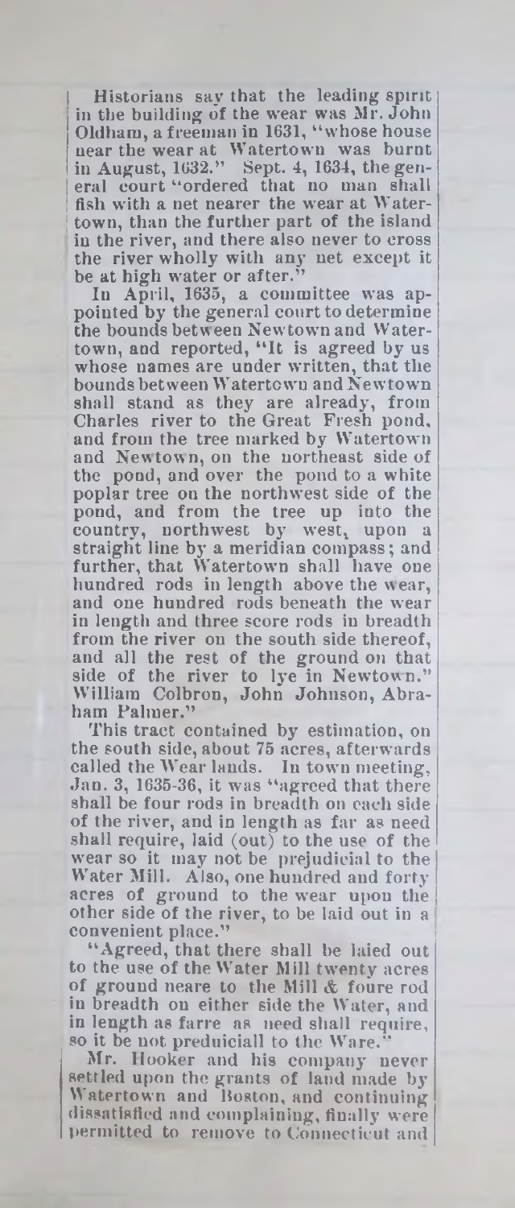Historians say that the leading spirit in the building of the wear was Mr. John Oldham, a freeman in 1631, "whose house near the wear at Watertown was burnt in August, 1632." Sept. 4, 1634, the general court "ordered that no man shall fish with a net nearer the wear at Watertown, than the further part of the island in the river, and there also never to cross the river wholly with any net except it be at high water or after."

In April, 1635, a committee was appointed by the general court to determine the bounds between Newtown and Watertown, and reported, "It is agreed by us whose names are under written, that the bounds between Watertown and Newtown shall stand as they are already, from Charles river to the Great Fresh pond, and from the tree marked by Watertown and Newtown, on the northeast side of the pond, and over the pond to a white poplar tree on the northwest side of the pond, and from the tree up into the country, northwest by west, upon a straight line by a meridian compass; and further, that Watertown shall have one hundred rods in length above the wear, and one hundred rods beneath the wear in length and three score rods in breadth from the river on the south side thereof, and all the rest of the ground on that side of the river to lye in Newtown." William Colbron, John Johnson, Abraham Palmer."

This tract contained by estimation, on the south side, about 75 acres, afterwards called the Wear lands. In town meeting, Jan. 3, 1635-36, it was "agreed that there shall be four rods in breadth on each side of the river, and in length as far as need shall require, laid (out) to the use of the wear so it may not be prejudicial to the Water Mill. Also, one hundred and forty acres of ground to the wear upon the other side of the river, to be laid out in a convenient place."

"Agreed, that there shall be laied out to the use of the Water Mill twenty acres of ground neare to the Mill & foure rod in breadth on either side the Water, and in length as farre as need shall require, so it be not preduiciall to the Ware."

Mr. Hooker and his company never settled upon the grants of land made by Watertown and Boston, and continuing dissatisfied and complaining, finally were permitted to remove to Connecticut and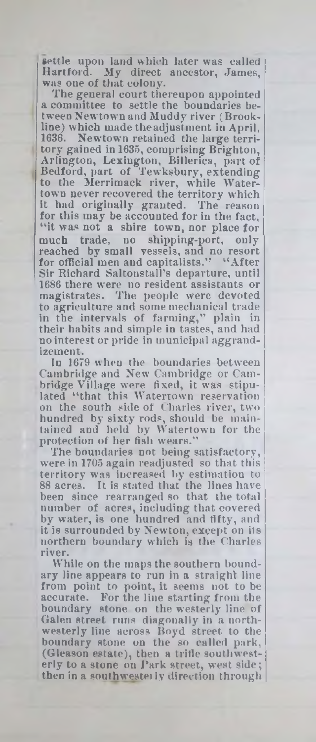settle upon land which later was called Hartford. My direct ancestor, James, was one of that colony.

The general court thereupon appointed a committee to settle the boundaries between Newtown and Muddy river (Brookline) which made the adjustment in April, 1636. Newtown retained the large territory gained in 1635, comprising Brighton, Arlington, Lexington, Billerica, part of Bedford, part of Tewksbury, extending to the Merrimack river, while Watertown never recovered the territory which it had originally granted. The reason for this may be accounted for in the fact, "it was not a shire town, nor place for much trade, no shipping-port, only reached by small vessels, and no resort for official men and capitalists." "After Sir Richard Saltonstall's departure, until 1686 there were no resident assistants or magistrates. The people were devoted to agriculture and some mechanical trade in the intervals of farming," plain in their habits and simple in tastes, and had no interest or pride in municipal aggrandizement.

In 1679 when the boundaries between Cambridge and New Cambridge or Cambridge Village were fixed, it was stipulated "that this Watertown reservation on the south side of Charles river, two hundred by sixty rods, should be maintained and held by Watertown for the protection of her fish wears."

The boundaries not being satisfactory, were in 1705 again readjusted so that this territory was increased by estimation to 88 acres. It is stated that the lines have been since rearranged so that the total number of acres, including that covered by water, is one hundred and fifty, and it is surrounded by Newton, except on its northern boundary which is the Charles river.

While on the maps the southern boundary line appears to run in a straight line from point to point, it seems not to be accurate. For the line starting from the boundary stone on the westerly line of Galen street runs diagonally in a northwesterly line across Boyd street to the boundary stone on the so called park, (Gleason estate), then a trifle southwesterly to a stone on Park street, west side; then in a southwesterly direction through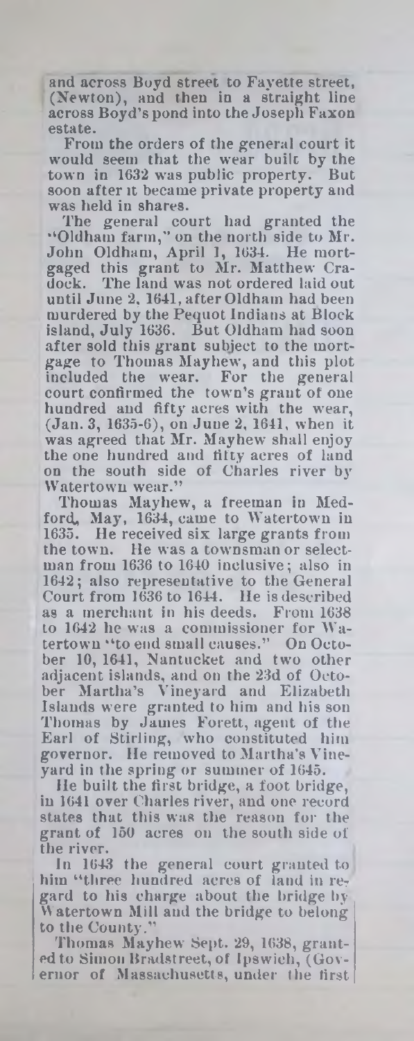and across Boyd street to Fayette street, (Newton), and then in a straight line across Boyd's pond into the Joseph Faxon estate.

From the orders of the general court it would seem that the wear built by the town in 1632 was public property. But soon after it became private property and was held in shares.

The general court had granted the "Oldham farm," on the north side to Mr. John Oldham, April 1, 1634. He mortgaged this grant to Mr. Matthew Cradock. The land was not ordered laid out until June 2, 1641, after Oldham had been murdered by the Pequot Indians at Block island, July 1636. But Oldham had soon after sold this grant subject to the mortgage to Thomas Mayhew, and this plot included the wear. For the general court confirmed the town's grant of one hundred and fifty acres with the wear, (Jan. 3, 1635-6), on June 2, 1641, when it was agreed that Mr. Mayhew shall enjoy the one hundred and fifty acres of land on the south side of Charles river by Watertown wear."

Thomas Mayhew, a freeman in Medford, May, 1634, came to Watertown in 1635. He received six large grants from the town. He was a townsman or selectman from 1636 to 1640 inclusive; also in 1642; also representative to the General Court from 1636 to 1644. He is described as a merchant in his deeds. From 1638 to 1642 he was a commissioner for Watertown "to end small causes." On October 10, 1641, Nantucket and two other adjacent islands, and on the 23d of October Martha's Vineyard and Elizabeth Islands were granted to him and his son Thomas by James Forett, agent of the Earl of Stirling, who constituted him governor. He removed to Martha's Vineyard in the spring or summer of 1645.

He built the first bridge, a foot bridge, in 1641 over Charles river, and one record states that this was the reason for the grant of 150 acres on the south side of the river.

In 1643 the general court granted to him "three hundred acres of land in regard to his charge about the bridge by Watertown Mill and the bridge to belong to the County."

Thomas Mayhew Sept. 29, 1638, granted to Simon Bradstreet, of Ipswich, (Governor of Massachusetts, under the first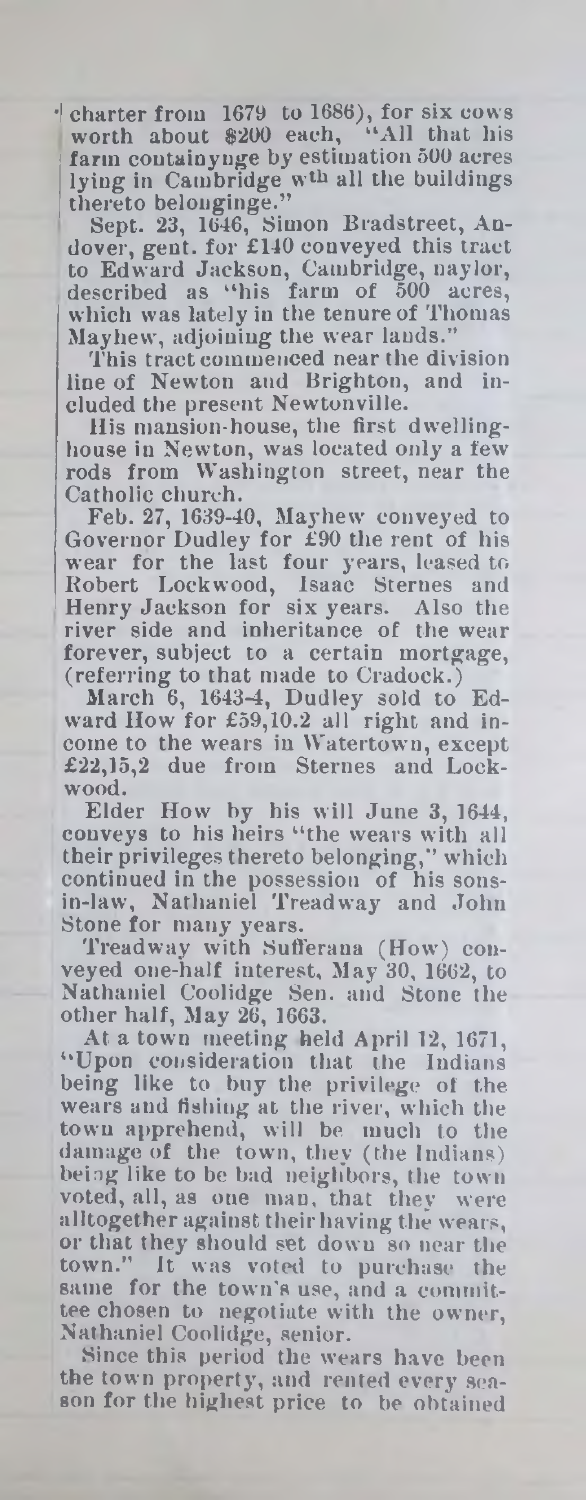charter from 1679 to 1686), for six cows worth about $200 each, "All that his farm containynge by estimation 500 acres lying in Cambridge wth all the buildings thereto belonginge."

Sept. 23, 1646, Simon Bradstreet, Andover, gent. for £140 conveyed this tract to Edward Jackson, Cambridge, naylor, described as "his farm of 500 acres, which was lately in the tenure of Thomas Mayhew, adjoining the wear lands."

This tract commenced near the division line of Newton and Brighton, and included the present Newtonville.

His mansion-house, the first dwelling-house in Newton, was located only a few rods from Washington street, near the Catholic church.

Feb. 27, 1639-40, Mayhew conveyed to Governor Dudley for £90 the rent of his wear for the last four years, leased to Robert Lockwood, Isaac Sternes and Henry Jackson for six years. Also the river side and inheritance of the wear forever, subject to a certain mortgage, (referring to that made to Cradock.)

March 6, 1643-4, Dudley sold to Edward How for £59,10.2 all right and income to the wears in Watertown, except £22,15,2 due from Sternes and Lockwood.

Elder How by his will June 3, 1644, conveys to his heirs "the wears with all their privileges thereto belonging," which continued in the possession of his sons-in-law, Nathaniel Treadway and John Stone for many years.

Treadway with Sufferana (How) conveyed one-half interest, May 30, 1662, to Nathaniel Coolidge Sen. and Stone the other half, May 26, 1663.

At a town meeting held April 12, 1671, "Upon consideration that the Indians being like to buy the privilege of the wears and fishing at the river, which the town apprehend, will be much to the damage of the town, they (the Indians) being like to be bad neighbors, the town voted, all, as one man, that they were alltogether against their having the wears, or that they should set down so near the town." It was voted to purchase the same for the town's use, and a committee chosen to negotiate with the owner, Nathaniel Coolidge, senior.

Since this period the wears have been the town property, and rented every season for the highest price to be obtained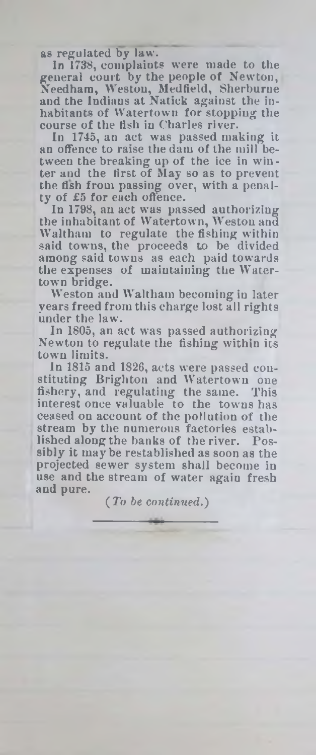as regulated by law.

In 1738, complaints were made to the general court by the people of Newton, Needham, Weston, Medfield, Sherburne and the Indians at Natick against the inhabitants of Watertown for stopping the course of the fish in Charles river.

In 1745, an act was passed making it an offence to raise the dam of the mill between the breaking up of the ice in winter and the first of May so as to prevent the fish from passing over, with a penalty of £5 for each offence.

In 1798, an act was passed authorizing the inhabitant of Watertown, Weston and Waltham to regulate the fishing within said towns, the proceeds to be divided among said towns as each paid towards the expenses of maintaining the Watertown bridge.

Weston and Waltham becoming in later years freed from this charge lost all rights under the law.

In 1805, an act was passed authorizing Newton to regulate the fishing within its town limits.

In 1815 and 1826, acts were passed constituting Brighton and Watertown one fishery, and regulating the same. This interest once valuable to the towns has ceased on account of the pollution of the stream by the numerous factories established along the banks of the river. Possibly it may be restablished as soon as the projected sewer system shall become in use and the stream of water again fresh and pure.

*(To be continued.)*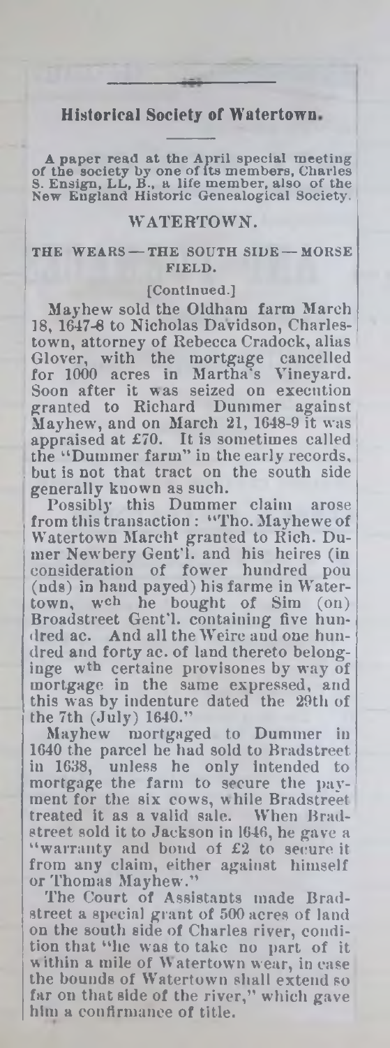## Historical Society of Watertown.

A paper read at the April special meeting of the society by one of its members, Charles S. Ensign, LL. B., a life member, also of the New England Historic Genealogical Society.

### WATERTOWN.

#### THE WEARS — THE SOUTH SIDE — MORSE FIELD.

[Continued.]

Mayhew sold the Oldham farm March 18, 1647-8 to Nicholas Davidson, Charlestown, attorney of Rebecca Cradock, alias Glover, with the mortgage cancelled for 1000 acres in Martha's Vineyard. Soon after it was seized on execution granted to Richard Dummer against Mayhew, and on March 21, 1648-9 it was appraised at £70. It is sometimes called the "Dummer farm" in the early records, but is not that tract on the south side generally known as such.

Possibly this Dummer claim arose from this transaction: "Tho. Mayhewe of Watertown March[t] granted to Rich. Dumer Newbery Gent'l. and his heires (in consideration of fower hundred pou (nds) in hand payed) his farme in Watertown, w[ch] he bought of Sim (on) Broadstreet Gent'l. containing five hundred ac. And all the Weire and one hundred and forty ac. of land thereto belonginge w[th] certaine provisones by way of mortgage in the same expressed, and this was by indenture dated the 29th of the 7th (July) 1640."

Mayhew mortgaged to Dummer in 1640 the parcel he had sold to Bradstreet in 1638, unless he only intended to mortgage the farm to secure the payment for the six cows, while Bradstreet treated it as a valid sale. When Bradstreet sold it to Jackson in 1646, he gave a "warranty and bond of £2 to secure it from any claim, either against himself or Thomas Mayhew."

The Court of Assistants made Bradstreet a special grant of 500 acres of land on the south side of Charles river, condition that "he was to take no part of it within a mile of Watertown wear, in case the bounds of Watertown shall extend so far on that side of the river," which gave him a confirmance of title.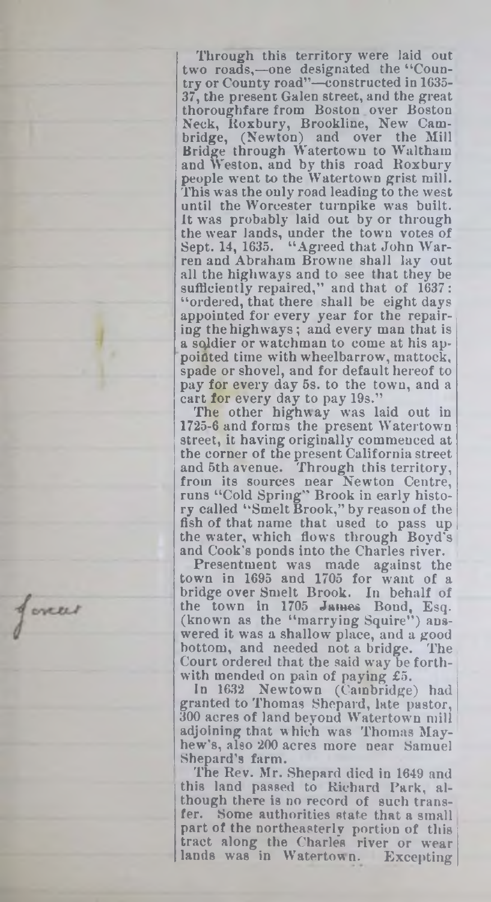Through this territory were laid out two roads,—one designated the "Country or County road"—constructed in 1635-37, the present Galen street, and the great thoroughfare from Boston over Boston Neck, Roxbury, Brookline, New Cambridge, (Newton) and over the Mill Bridge through Watertown to Waltham and Weston, and by this road Roxbury people went to the Watertown grist mill. This was the only road leading to the west until the Worcester turnpike was built. It was probably laid out by or through the wear lands, under the town votes of Sept. 14, 1635. "Agreed that John Warren and Abraham Browne shall lay out all the highways and to see that they be sufficiently repaired," and that of 1637: "ordered, that there shall be eight days appointed for every year for the repairing the highways; and every man that is a soldier or watchman to come at his appointed time with wheelbarrow, mattock, spade or shovel, and for default hereof to pay for every day 5s. to the town, and a cart for every day to pay 19s."

The other highway was laid out in 1725-6 and forms the present Watertown street, it having originally commenced at the corner of the present California street and 5th avenue. Through this territory, from its sources near Newton Centre, runs "Cold Spring" Brook in early history called "Smelt Brook," by reason of the fish of that name that used to pass up the water, which flows through Boyd's and Cook's ponds into the Charles river.

Presentment was made against the town in 1695 and 1705 for want of a bridge over Smelt Brook. In behalf of the town in 1705 James Bond, Esq. (known as the "marrying Squire") answered it was a shallow place, and a good bottom, and needed not a bridge. The Court ordered that the said way be forthwith mended on pain of paying £5.

In 1632 Newtown (Cambridge) had granted to Thomas Shepard, late pastor, 300 acres of land beyond Watertown mill adjoining that which was Thomas Mayhew's, also 200 acres more near Samuel Shepard's farm.

The Rev. Mr. Shepard died in 1649 and this land passed to Richard Park, although there is no record of such transfer. Some authorities state that a small part of the northeasterly portion of this tract along the Charles river or wear lands was in Watertown. Excepting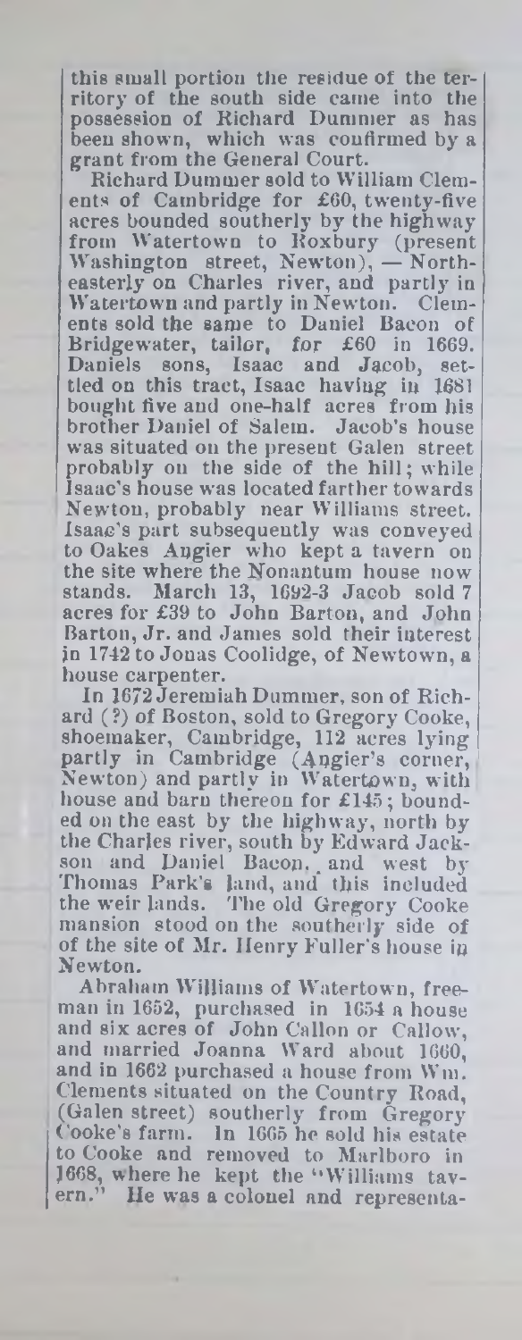this small portion the residue of the territory of the south side came into the possession of Richard Dummer as has been shown, which was confirmed by a grant from the General Court.

Richard Dummer sold to William Clements of Cambridge for £60, twenty-five acres bounded southerly by the highway from Watertown to Roxbury (present Washington street, Newton), — Northeasterly on Charles river, and partly in Watertown and partly in Newton. Clements sold the same to Daniel Bacon of Bridgewater, tailor, for £60 in 1669. Daniels sons, Isaac and Jacob, settled on this tract, Isaac having in 1681 bought five and one-half acres from his brother Daniel of Salem. Jacob's house was situated on the present Galen street probably on the side of the hill; while Isaac's house was located farther towards Newton, probably near Williams street. Isaac's part subsequently was conveyed to Oakes Angier who kept a tavern on the site where the Nonantum house now stands. March 13, 1692-3 Jacob sold 7 acres for £39 to John Barton, and John Barton, Jr. and James sold their interest in 1742 to Jonas Coolidge, of Newtown, a house carpenter.

In 1672 Jeremiah Dummer, son of Richard (?) of Boston, sold to Gregory Cooke, shoemaker, Cambridge, 112 acres lying partly in Cambridge (Angier's corner, Newton) and partly in Watertown, with house and barn thereon for £145; bounded on the east by the highway, north by the Charles river, south by Edward Jackson and Daniel Bacon, and west by Thomas Park's land, and this included the weir lands. The old Gregory Cooke mansion stood on the southerly side of of the site of Mr. Henry Fuller's house in Newton.

Abraham Williams of Watertown, freeman in 1652, purchased in 1654 a house and six acres of John Callon or Callow, and married Joanna Ward about 1660, and in 1662 purchased a house from Wm. Clements situated on the Country Road, (Galen street) southerly from Gregory Cooke's farm. In 1665 he sold his estate to Cooke and removed to Marlboro in 1668, where he kept the "Williams tavern." He was a colonel and representa-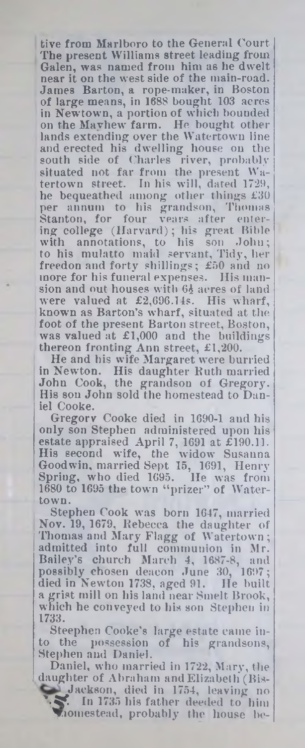tive from Marlboro to the General Court. The present Williams street leading from Galen, was named from him as he dwelt near it on the west side of the main-road. James Barton, a rope-maker, in Boston of large means, in 1688 bought 103 acres in Newtown, a portion of which bounded on the Mayhew farm. He bought other lands extending over the Watertown line and erected his dwelling house on the south side of Charles river, probably situated not far from the present Watertown street. In his will, dated 1729, he bequeathed among other things £30 per annum to his grandson, Thomas Stanton, for four years after entering college (Harvard); his great Bible with annotations, to his son John; to his mulatto maid servant, Tidy, her freedon and forty shillings; £50 and no more for his funeral expenses. His mansion and out houses with 6½ acres of land were valued at £2,696.14s. His wharf, known as Barton's wharf, situated at the foot of the present Barton street, Boston, was valued at £1,000 and the buildings thereon fronting Ann street, £1,200.

He and his wife Margaret were burried in Newton. His daughter Ruth married John Cook, the grandson of Gregory. His son John sold the homestead to Daniel Cooke.

Gregory Cooke died in 1690-1 and his only son Stephen administered upon his estate appraised April 7, 1691 at £190.11. His second wife, the widow Susanna Goodwin, married Sept 15, 1691, Henry Spring, who died 1695. He was from 1680 to 1695 the town "prizer" of Watertown.

Stephen Cook was born 1647, married Nov. 19, 1679, Rebecca the daughter of Thomas and Mary Flagg of Watertown; admitted into full communion in Mr. Bailey's church March 4, 1687-8, and possibly chosen deacon June 30, 1697; died in Newton 1738, aged 91. He built a grist mill on his land near Smelt Brook, which he conveyed to his son Stephen in 1733.

Steephen Cooke's large estate came into the possession of his grandsons, Stephen and Daniel.

Daniel, who married in 1722, Mary, the daughter of Abraham and Elizabeth (Bis- Jackson, died in 1754, leaving no . In 1735 his father deeded to him homestead, probably the house be-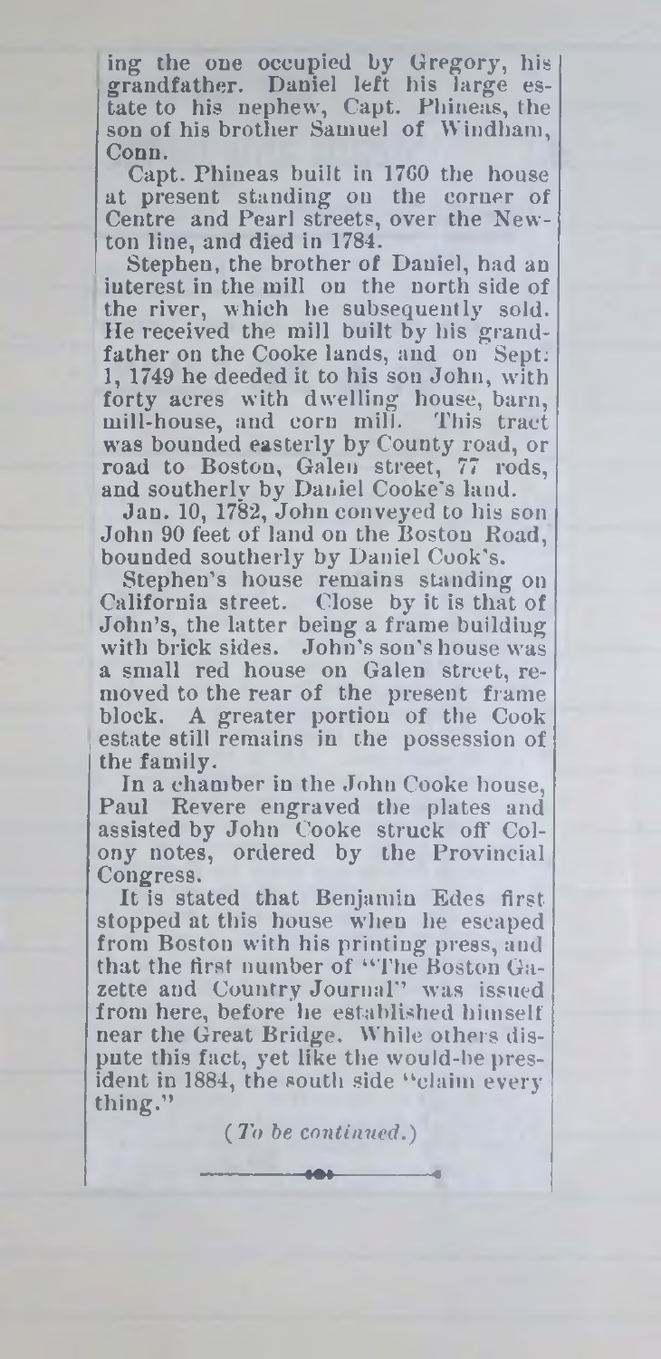ing the one occupied by Gregory, his grandfather. Daniel left his large estate to his nephew, Capt. Phineas, the son of his brother Samuel of Windham, Conn.

Capt. Phineas built in 1760 the house at present standing on the corner of Centre and Pearl streets, over the Newton line, and died in 1784.

Stephen, the brother of Daniel, had an interest in the mill on the north side of the river, which he subsequently sold. He received the mill built by his grandfather on the Cooke lands, and on Sept. 1, 1749 he deeded it to his son John, with forty acres with dwelling house, barn, mill-house, and corn mill. This tract was bounded easterly by County road, or road to Boston, Galen street, 77 rods, and southerly by Daniel Cooke's land.

Jan. 10, 1782, John conveyed to his son John 90 feet of land on the Boston Road, bounded southerly by Daniel Cook's.

Stephen's house remains standing on California street. Close by it is that of John's, the latter being a frame building with brick sides. John's son's house was a small red house on Galen street, removed to the rear of the present frame block. A greater portion of the Cook estate still remains in the possession of the family.

In a chamber in the John Cooke house, Paul Revere engraved the plates and assisted by John Cooke struck off Colony notes, ordered by the Provincial Congress.

It is stated that Benjamin Edes first stopped at this house when he escaped from Boston with his printing press, and that the first number of "The Boston Gazette and Country Journal" was issued from here, before he established himself near the Great Bridge. While others dispute this fact, yet like the would-be president in 1884, the south side "claim every thing."

*(To be continued.)*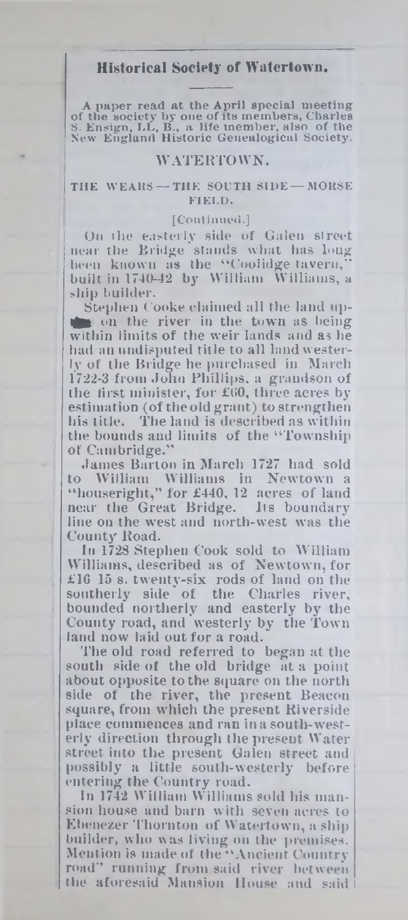## Historical Society of Watertown.

A paper read at the April special meeting of the society by one of its members, Charles S. Ensign, LL. B., a life member, also of the New England Historic Genealogical Society.

### WATERTOWN.

#### THE WEARS — THE SOUTH SIDE — MORSE FIELD.

[Continued.]

On the easterly side of Galen street near the Bridge stands what has long been known as the "Coolidge tavern," built in 1740-42 by William Williams, a ship builder.

Stephen Cooke claimed all the land upon the river in the town as being within limits of the weir lands and as he had an undisputed title to all land westerly of the Bridge he purchased in March 1722-3 from John Phillips, a grandson of the first minister, for £60, three acres by estimation (of the old grant) to strengthen his title. The land is described as within the bounds and limits of the "Township of Cambridge."

James Barton in March 1727 had sold to William Williams in Newtown a "houseright," for £440, 12 acres of land near the Great Bridge. Its boundary line on the west and north-west was the County Road.

In 1728 Stephen Cook sold to William Williams, described as of Newtown, for £16 15 s. twenty-six rods of land on the southerly side of the Charles river, bounded northerly and easterly by the County road, and westerly by the Town land now laid out for a road.

The old road referred to began at the south side of the old bridge at a point about opposite to the square on the north side of the river, the present Beacon square, from which the present Riverside place commences and ran in a south-westerly direction through the present Water street into the present Galen street and possibly a little south-westerly before entering the Country road.

In 1742 William Williams sold his mansion house and barn with seven acres to Ebenezer Thornton of Watertown, a ship builder, who was living on the premises. Mention is made of the "Ancient Country road" running from said river between the aforesaid Mansion House and said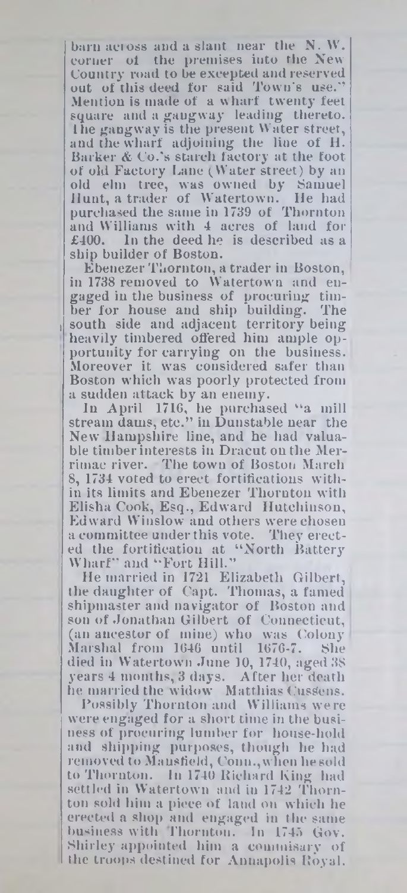barn across and a slant near the N. W. corner of the premises into the New Country road to be excepted and reserved out of this deed for said Town's use." Mention is made of a wharf twenty feet square and a gangway leading thereto. The gangway is the present Water street, and the wharf adjoining the line of H. Barker & Co.'s starch factory at the foot of old Factory Lane (Water street) by an old elm tree, was owned by Samuel Hunt, a trader of Watertown. He had purchased the same in 1739 of Thornton and Williams with 4 acres of land for £400. In the deed he is described as a ship builder of Boston.

Ebenezer Thornton, a trader in Boston, in 1738 removed to Watertown and engaged in the business of procuring timber for house and ship building. The south side and adjacent territory being heavily timbered offered him ample opportunity for carrying on the business. Moreover it was considered safer than Boston which was poorly protected from a sudden attack by an enemy.

In April 1716, he purchased "a mill stream dams, etc." in Dunstable near the New Hampshire line, and he had valuable timber interests in Dracut on the Merrimac river. The town of Boston March 8, 1734 voted to erect fortifications within its limits and Ebenezer Thornton with Elisha Cook, Esq., Edward Hutchinson, Edward Winslow and others were chosen a committee under this vote. They erected the fortification at "North Battery Wharf" and "Fort Hill."

He married in 1721 Elizabeth Gilbert, the daughter of Capt. Thomas, a famed shipmaster and navigator of Boston and son of Jonathan Gilbert of Connecticut, (an ancestor of mine) who was Colony Marshal from 1646 until 1676-7. She died in Watertown June 10, 1740, aged 38 years 4 months, 3 days. After her death he married the widow Matthias Cussens.

Possibly Thornton and Williams were engaged for a short time in the business of procuring lumber for house-hold and shipping purposes, though he had removed to Mansfield, Conn., when he sold to Thornton. In 1740 Richard King had settled in Watertown and in 1742 Thornton sold him a piece of land on which he erected a shop and engaged in the same business with Thornton. In 1745 Gov. Shirley appointed him a commisary of the troops destined for Annapolis Royal.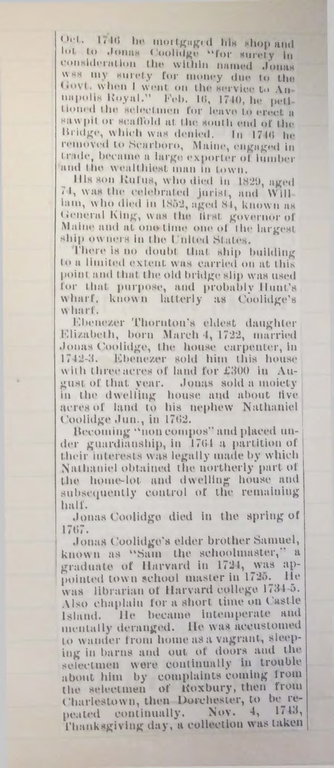Oct. 1746 he mortgaged his shop and lot to Jonas Coolidge "for surety in consideration the within named Jonas was my surety for money due to the Govt. when I went on the service to Annapolis Royal." Feb. 16, 1740, he petitioned the selectmen for leave to erect a sawpit or scaffold at the south end of the Bridge, which was denied. In 1746 he removed to Scarboro, Maine, engaged in trade, became a large exporter of lumber and the wealthiest man in town.

His son Rufus, who died in 1829, aged 74, was the celebrated jurist, and William, who died in 1852, aged 84, known as General King, was the first governor of Maine and at one time one of the largest ship owners in the United States.

There is no doubt that ship building to a limited extent was carried on at this point and that the old bridge slip was used for that purpose, and probably Hunt's wharf, known latterly as Coolidge's wharf.

Ebenezer Thornton's eldest daughter Elizabeth, born March 4, 1722, married Jonas Coolidge, the house carpenter, in 1742-3. Ebenezer sold him this house with three acres of land for £300 in August of that year. Jonas sold a moiety in the dwelling house and about five acres of land to his nephew Nathaniel Coolidge Jun., in 1762.

Becoming "non compos" and placed under guardianship, in 1764 a partition of their interests was legally made by which Nathaniel obtained the northerly part of the home-lot and dwelling house and subsequently control of the remaining half.

Jonas Coolidge died in the spring of 1767.

Jonas Coolidge's elder brother Samuel, known as "Sam the schoolmaster," a graduate of Harvard in 1724, was appointed town school master in 1725. He was librarian of Harvard college 1734-5. Also chaplain for a short time on Castle Island. He became intemperate and mentally deranged. He was accustomed to wander from home as a vagrant, sleeping in barns and out of doors and the selectmen were continually in trouble about him by complaints coming from the selectmen of Roxbury, then from Charlestown, then Dorchester, to be repeated continually. Nov. 4, 1743, Thanksgiving day, a collection was taken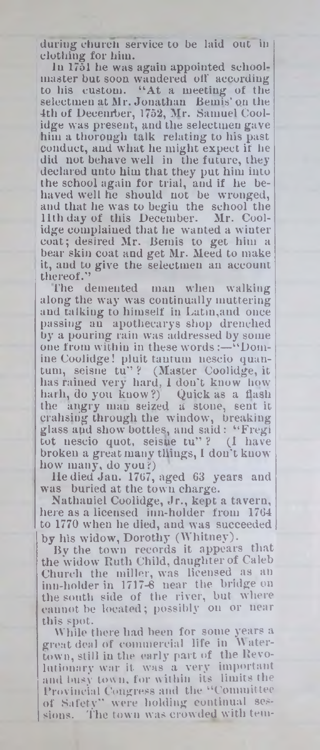during church service to be laid out in clothing for him.

In 1751 he was again appointed schoolmaster but soon wandered off according to his custom. "At a meeting of the selectmen at Mr. Jonathan Bemis' on the 4th of December, 1752, Mr. Samuel Coolidge was present, and the selectmen gave him a thorough talk relating to his past conduct, and what he might expect if he did not behave well in the future, they declared unto him that they put him into the school again for trial, and if he behaved well he should not be wronged, and that he was to begin the school the 11th day of this December. Mr. Coolidge complained that he wanted a winter coat; desired Mr. Bemis to get him a bear skin coat and get Mr. Meed to make it, and to give the selectmen an account thereof."

The demented man when walking along the way was continually muttering and talking to himself in Latin, and once passing an apothecarys shop drenched by a pouring rain was addressed by some one from within in these words:—"Domine Coolidge! pluit tantum nescio quantum, seisne tu"? (Master Coolidge, it has rained very hard, I don't know how harh, do you know?) Quick as a flash the angry man seized a stone, sent it crahsing through the window, breaking glass and show bottles, and said: "Fregi tot nescio quot, seisne tu"? (I have broken a great many things, I don't know how many, do you?)

He died Jan. 1767, aged 63 years and was buried at the town charge.

Nathaniel Coolidge, Jr., kept a tavern, here as a licensed inn-holder from 1764 to 1770 when he died, and was succeeded by his widow, Dorothy (Whitney).

By the town records it appears that the widow Ruth Child, daughter of Caleb Church the miller, was licensed as an inn-holder in 1717-8 near the bridge on the south side of the river, but where cannot be located; possibly on or near this spot.

While there had been for some years a great deal of commercial life in Watertown, still in the early part of the Revolutionary war it was a very important and busy town, for within its limits the Provincial Congress and the "Committee of Safety" were holding continual sessions. The town was crowded with tem-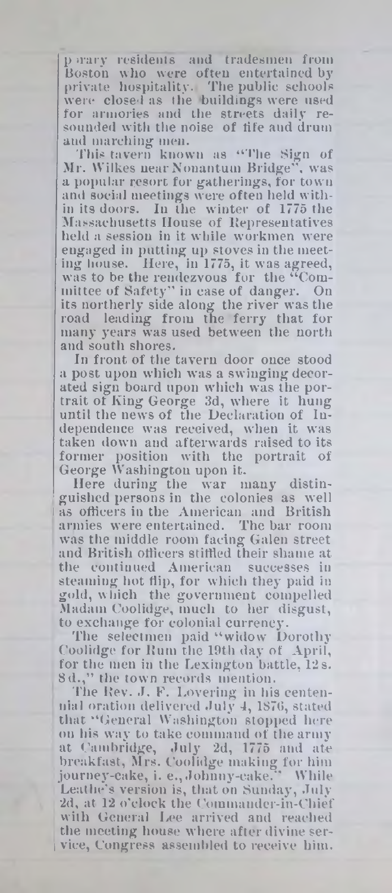porary residents and tradesmen from Boston who were often entertained by private hospitality. The public schools were closed as the buildings were used for armories and the streets daily resounded with the noise of fife and drum and marching men.

This tavern known as "The Sign of Mr. Wilkes near Nonantum Bridge", was a popular resort for gatherings, for town and social meetings were often held within its doors. In the winter of 1775 the Massachusetts House of Representatives held a session in it while workmen were engaged in putting up stoves in the meeting house. Here, in 1775, it was agreed, was to be the rendezvous for the "Committee of Safety" in case of danger. On its northerly side along the river was the road leading from the ferry that for many years was used between the north and south shores.

In front of the tavern door once stood a post upon which was a swinging decorated sign board upon which was the portrait of King George 3d, where it hung until the news of the Declaration of Independence was received, when it was taken down and afterwards raised to its former position with the portrait of George Washington upon it.

Here during the war many distinguished persons in the colonies as well as officers in the American and British armies were entertained. The bar room was the middle room facing Galen street and British officers stifled their shame at the continued American successes in steaming hot flip, for which they paid in gold, which the government compelled Madam Coolidge, much to her disgust, to exchange for colonial currency.

The selectmen paid "widow Dorothy Coolidge for Rum the 19th day of April, for the men in the Lexington battle, 12 s. 8 d.," the town records mention.

The Rev. J. F. Lovering in his centennial oration delivered July 4, 1876, stated that "General Washington stopped here on his way to take command of the army at Cambridge, July 2d, 1775 and ate breakfast, Mrs. Coolidge making for him journey-cake, i. e., Johnny-cake." While Leathe's version is, that on Sunday, July 2d, at 12 o'clock the Commander-in-Chief with General Lee arrived and reached the meeting house where after divine service, Congress assembled to receive him.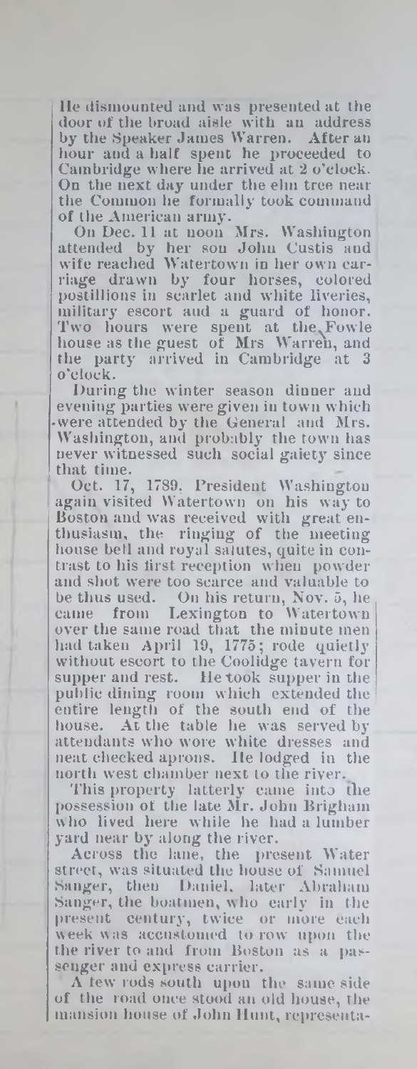He dismounted and was presented at the door of the broad aisle with an address by the Speaker James Warren. After an hour and a half spent he proceeded to Cambridge where he arrived at 2 o'clock. On the next day under the elm tree near the Common he formally took command of the American army.

On Dec. 11 at noon Mrs. Washington attended by her son John Custis and wife reached Watertown in her own carriage drawn by four horses, colored postillions in scarlet and white liveries, military escort and a guard of honor. Two hours were spent at the Fowle house as the guest of Mrs Warren, and the party arrived in Cambridge at 3 o'clock.

During the winter season dinner and evening parties were given in town which were attended by the General and Mrs. Washington, and probably the town has never witnessed such social gaiety since that time.

Oct. 17, 1789, President Washington again visited Watertown on his way to Boston and was received with great enthusiasm, the ringing of the meeting house bell and royal salutes, quite in contrast to his first reception when powder and shot were too scarce and valuable to be thus used. On his return, Nov. 5, he came from Lexington to Watertown over the same road that the minute men had taken April 19, 1775; rode quietly without escort to the Coolidge tavern for supper and rest. He took supper in the public dining room which extended the entire length of the south end of the house. At the table he was served by attendants who wore white dresses and neat checked aprons. He lodged in the north west chamber next to the river.

This property latterly came into the possession of the late Mr. John Brigham who lived here while he had a lumber yard near by along the river.

Across the lane, the present Water street, was situated the house of Samuel Sanger, then Daniel, later Abraham Sanger, the boatmen, who early in the present century, twice or more each week was accustomed to row upon the the river to and from Boston as a passenger and express carrier.

A few rods south upon the same side of the road once stood an old house, the mansion house of John Hunt, representa-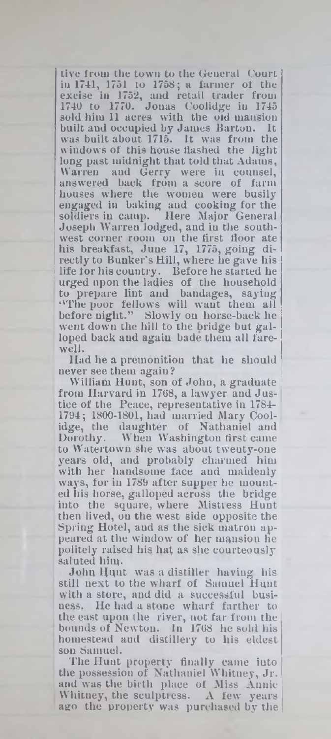tive from the town to the General Court in 1741, 1751 to 1758; a farmer of the excise in 1752, and retail trader from 1740 to 1770. Jonas Coolidge in 1745 sold him 11 acres with the old mansion built and occupied by James Barton. It was built about 1715. It was from the windows of this house flashed the light long past midnight that told that Adams, Warren and Gerry were in counsel, answered back from a score of farm houses where the women were busily engaged in baking and cooking for the soldiers in camp. Here Major General Joseph Warren lodged, and in the southwest corner room on the first floor ate his breakfast, June 17, 1775, going directly to Bunker's Hill, where he gave his life for his country. Before he started he urged upon the ladies of the household to prepare lint and bandages, saying "The poor fellows will want them all before night." Slowly on horse-back he went down the hill to the bridge but galloped back and again bade them all farewell.

Had he a premonition that he should never see them again?

William Hunt, son of John, a graduate from Harvard in 1768, a lawyer and Justice of the Peace, representative in 1784-1794; 1800-1801, had married Mary Coolidge, the daughter of Nathaniel and Dorothy. When Washington first came to Watertown she was about twenty-one years old, and probably charmed him with her handsome face and maidenly ways, for in 1789 after supper he mounted his horse, galloped across the bridge into the square, where Mistress Hunt then lived, on the west side opposite the Spring Hotel, and as the sick matron appeared at the window of her mansion he politely raised his hat as she courteously saluted him.

John Hunt was a distiller having his still next to the wharf of Samuel Hunt with a store, and did a successful business. He had a stone wharf farther to the east upon the river, not far from the bounds of Newton. In 1768 he sold his homestead and distillery to his eldest son Samuel.

The Hunt property finally came into the possession of Nathaniel Whitney, Jr. and was the birth place of Miss Annie Whitney, the sculptress. A few years ago the property was purchased by the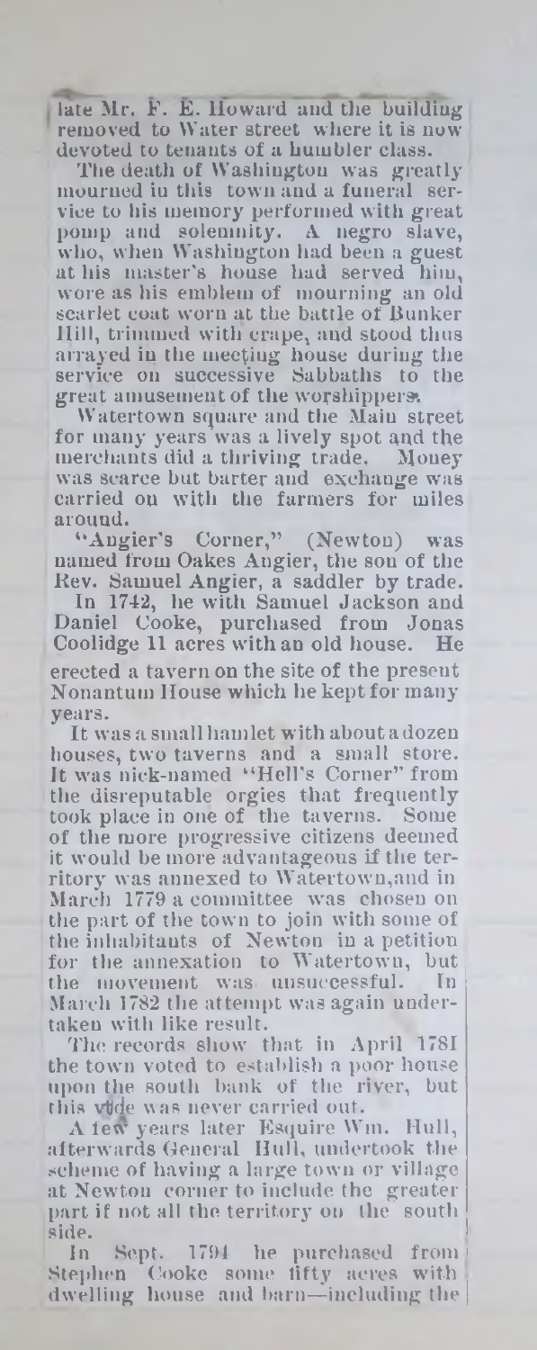late Mr. F. E. Howard and the building removed to Water street where it is now devoted to tenants of a humbler class.

The death of Washington was greatly mourned in this town and a funeral service to his memory performed with great pomp and solemnity. A negro slave, who, when Washington had been a guest at his master's house had served him, wore as his emblem of mourning an old scarlet coat worn at the battle of Bunker Hill, trimmed with crape, and stood thus arrayed in the meeting house during the service on successive Sabbaths to the great amusement of the worshippers.

Watertown square and the Main street for many years was a lively spot and the merchants did a thriving trade. Money was scarce but barter and exchange was carried on with the farmers for miles around.

"Angier's Corner," (Newton) was named from Oakes Angier, the son of the Rev. Samuel Angier, a saddler by trade.

In 1742, he with Samuel Jackson and Daniel Cooke, purchased from Jonas Coolidge 11 acres with an old house. He erected a tavern on the site of the present Nonantum House which he kept for many years.

It was a small hamlet with about a dozen houses, two taverns and a small store. It was nick-named "Hell's Corner" from the disreputable orgies that frequently took place in one of the taverns. Some of the more progressive citizens deemed it would be more advantageous if the territory was annexed to Watertown, and in March 1779 a committee was chosen on the part of the town to join with some of the inhabitants of Newton in a petition for the annexation to Watertown, but the movement was unsuccessful. In March 1782 the attempt was again undertaken with like result.

The records show that in April 1781 the town voted to establish a poor house upon the south bank of the river, but this vote was never carried out.

A few years later Esquire Wm. Hull, afterwards General Hull, undertook the scheme of having a large town or village at Newton corner to include the greater part if not all the territory on the south side.

In Sept. 1794 he purchased from Stephen Cooke some fifty acres with dwelling house and barn—including the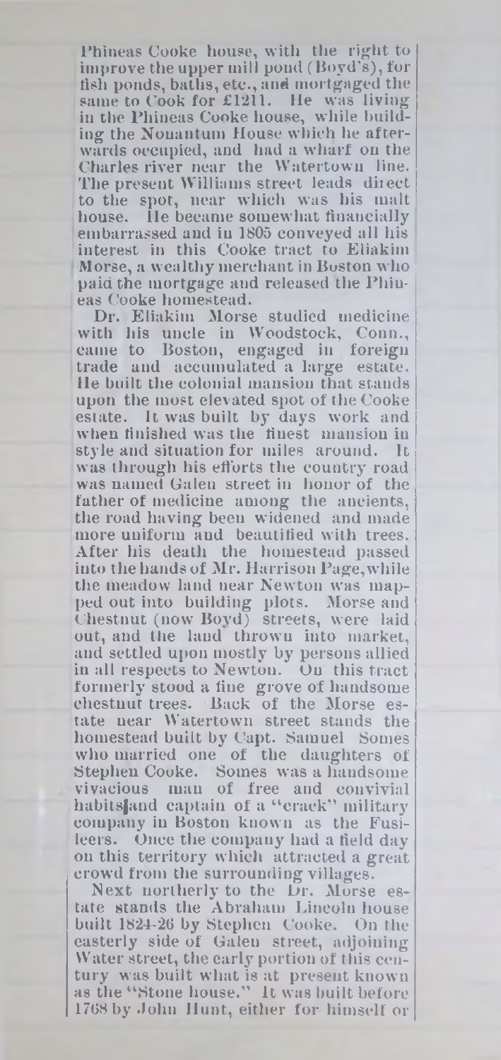Phineas Cooke house, with the right to improve the upper mill pond (Boyd's), for fish ponds, baths, etc., and mortgaged the same to Cook for £1211. He was living in the Phineas Cooke house, while building the Nonantum House which he afterwards occupied, and had a wharf on the Charles river near the Watertown line. The present Williams street leads direct to the spot, near which was his malt house. He became somewhat financially embarrassed and in 1805 conveyed all his interest in this Cooke tract to Eliakim Morse, a wealthy merchant in Boston who paid the mortgage and released the Phineas Cooke homestead.

Dr. Eliakim Morse studied medicine with his uncle in Woodstock, Conn., came to Boston, engaged in foreign trade and accumulated a large estate. He built the colonial mansion that stands upon the most elevated spot of the Cooke estate. It was built by days work and when finished was the finest mansion in style and situation for miles around. It was through his efforts the country road was named Galen street in honor of the father of medicine among the ancients, the road having been widened and made more uniform and beautified with trees. After his death the homestead passed into the hands of Mr. Harrison Page, while the meadow land near Newton was mapped out into building plots. Morse and Chestnut (now Boyd) streets, were laid out, and the land thrown into market, and settled upon mostly by persons allied in all respects to Newton. On this tract formerly stood a fine grove of handsome chestnut trees. Back of the Morse estate near Watertown street stands the homestead built by Capt. Samuel Somes who married one of the daughters of Stephen Cooke. Somes was a handsome vivacious man of free and convivial habits and captain of a "crack" military company in Boston known as the Fusileers. Once the company had a field day on this territory which attracted a great crowd from the surrounding villages.

Next northerly to the Dr. Morse estate stands the Abraham Lincoln house built 1824-26 by Stephen Cooke. On the easterly side of Galen street, adjoining Water street, the early portion of this century was built what is at present known as the "Stone house." It was built before 1768 by John Hunt, either for himself or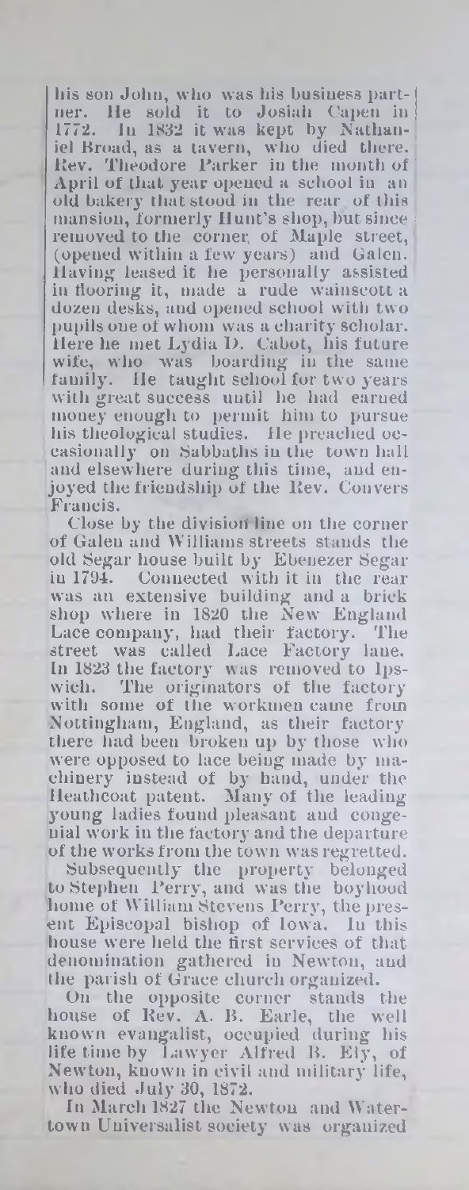his son John, who was his business partner. He sold it to Josiah Capen in 1772. In 1832 it was kept by Nathaniel Broad, as a tavern, who died there. Rev. Theodore Parker in the month of April of that year opened a school in an old bakery that stood in the rear of this mansion, formerly Hunt's shop, but since removed to the corner of Maple street, (opened within a few years) and Galen. Having leased it he personally assisted in flooring it, made a rude wainscott a dozen desks, and opened school with two pupils one of whom was a charity scholar. Here he met Lydia D. Cabot, his future wife, who was boarding in the same family. He taught school for two years with great success until he had earned money enough to permit him to pursue his theological studies. He preached occasionally on Sabbaths in the town hall and elsewhere during this time, and enjoyed the friendship of the Rev. Convers Francis.

Close by the division line on the corner of Galen and Williams streets stands the old Segar house built by Ebenezer Segar in 1794. Connected with it in the rear was an extensive building and a brick shop where in 1820 the New England Lace company, had their factory. The street was called Lace Factory lane. In 1823 the factory was removed to Ipswich. The originators of the factory with some of the workmen came from Nottingham, England, as their factory there had been broken up by those who were opposed to lace being made by machinery instead of by hand, under the Heathcoat patent. Many of the leading young ladies found pleasant and congenial work in the factory and the departure of the works from the town was regretted.

Subsequently the property belonged to Stephen Perry, and was the boyhood home of William Stevens Perry, the present Episcopal bishop of Iowa. In this house were held the first services of that denomination gathered in Newton, and the parish of Grace church organized.

On the opposite corner stands the house of Rev. A. B. Earle, the well known evangalist, occupied during his life time by Lawyer Alfred B. Ely, of Newton, known in civil and military life, who died July 30, 1872.

In March 1827 the Newton and Watertown Universalist society was organized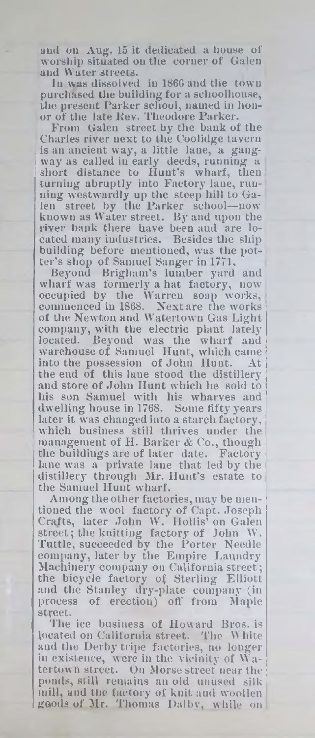and on Aug. 15 it dedicated a house of worship situated on the corner of Galen and Water streets.

In was dissolved in 1866 and the town purchased the building for a schoolhouse, the present Parker school, named in honor of the late Rev. Theodore Parker.

From Galen street by the bank of the Charles river next to the Coolidge tavern is an ancient way, a little lane, a gangway as called in early deeds, running a short distance to Hunt's wharf, then turning abruptly into Factory lane, running westwardly up the steep hill to Galen street by the Parker school—now known as Water street. By and upon the river bank there have been and are located many industries. Besides the ship building before mentioned, was the potter's shop of Samuel Sanger in 1771.

Beyond Brigham's lumber yard and wharf was formerly a hat factory, now occupied by the Warren soap works, commenced in 1868. Next are the works of the Newton and Watertown Gas Light company, with the electric plant lately located. Beyond was the wharf and warehouse of Samuel Hunt, which came into the possession of John Hunt. At the end of this lane stood the distillery and store of John Hunt which he sold to his son Samuel with his wharves and dwelling house in 1768. Some fifty years later it was changed into a starch factory, which business still thrives under the management of H. Barker & Co., though the buildings are of later date. Factory lane was a private lane that led by the distillery through Mr. Hunt's estate to the Samuel Hunt wharf.

Among the other factories, may be mentioned the wool factory of Capt. Joseph Crafts, later John W. Hollis' on Galen street; the knitting factory of John W. Tuttle, succeeded by the Porter Needle company, later by the Empire Laundry Machinery company on California street; the bicycle factory of Sterling Elliott and the Stanley dry-plate company (in process of erection) off from Maple street.

The ice business of Howard Bros. is located on California street. The White and the Derby tripe factories, no longer in existence, were in the vicinity of Watertown street. On Morse street near the ponds, still remains an old unused silk mill, and the factory of knit and woollen goods of Mr. Thomas Dalby, while on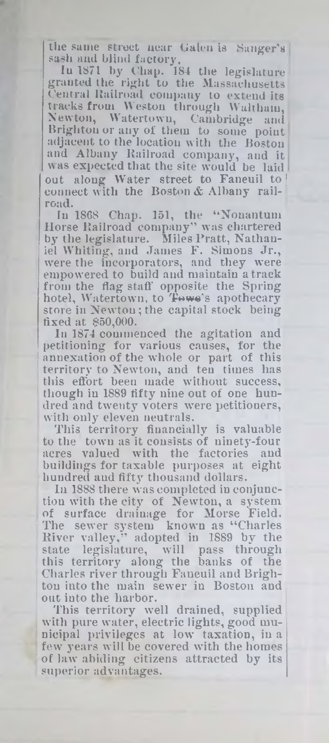the same street near Galen is Sanger's sash and blind factory.

In 1871 by Chap. 184 the legislature granted the right to the Massachusetts Central Railroad company to extend its tracks from Weston through Waltham, Newton, Watertown, Cambridge and Brighton or any of them to some point adjacent to the location with the Boston and Albany Railroad company, and it was expected that the site would be laid out along Water street to Faneuil to connect with the Boston & Albany railroad.

In 1868 Chap. 151, the "Nonantum Horse Railroad company" was chartered by the legislature. Miles Pratt, Nathaniel Whiting, and James F. Simons Jr., were the incorporators, and they were empowered to build and maintain a track from the flag staff opposite the Spring hotel, Watertown, to Towe's apothecary store in Newton; the capital stock being fixed at $50,000.

In 1874 commenced the agitation and petitioning for various causes, for the annexation of the whole or part of this territory to Newton, and ten times has this effort been made without success, though in 1889 fifty nine out of one hundred and twenty voters were petitioners, with only eleven neutrals.

This territory financially is valuable to the town as it consists of ninety-four acres valued with the factories and buildings for taxable purposes at eight hundred and fifty thousand dollars.

In 1888 there was completed in conjunction with the city of Newton, a system of surface drainage for Morse Field. The sewer system known as "Charles River valley," adopted in 1889 by the state legislature, will pass through this territory along the banks of the Charles river through Faneuil and Brighton into the main sewer in Boston and out into the harbor.

This territory well drained, supplied with pure water, electric lights, good municipal privileges at low taxation, in a few years will be covered with the homes of law abiding citizens attracted by its superior advantages.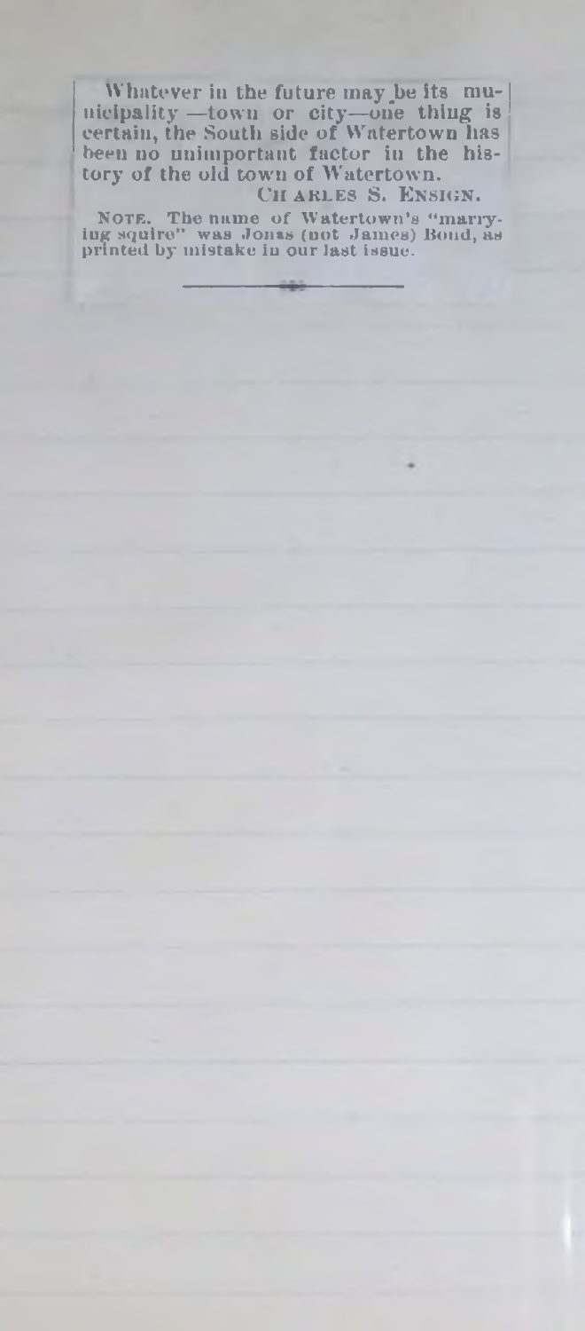Whatever in the future may be its municipality —town or city—one thing is certain, the South side of Watertown has been no unimportant factor in the history of the old town of Watertown.

CHARLES S. ENSIGN.

NOTE. The name of Watertown's "marrying squire" was Jonas (not James) Bond, as printed by mistake in our last issue.

---